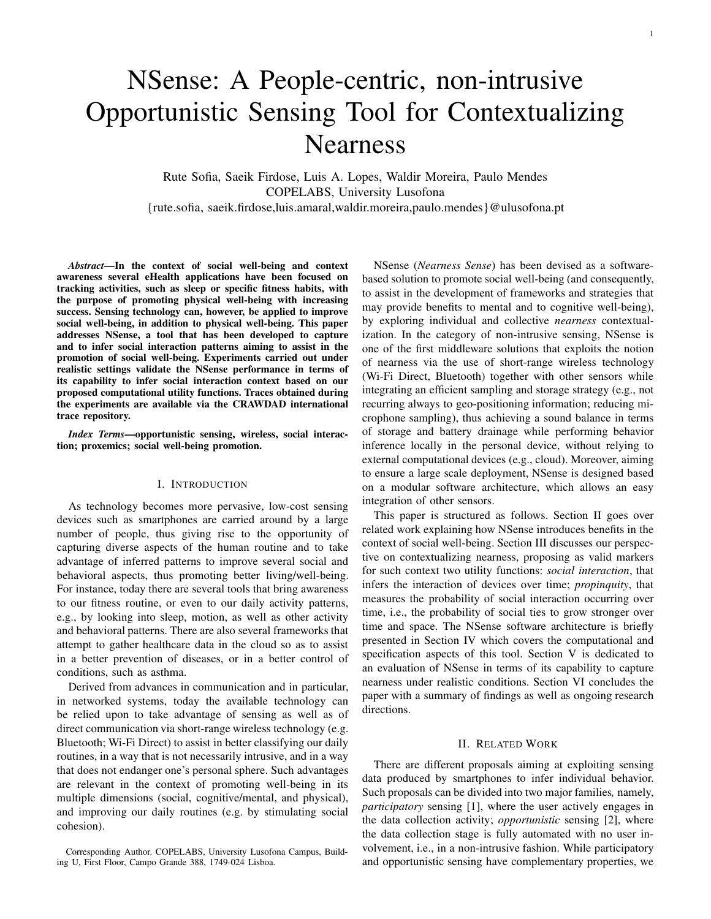# NSense: A People-centric, non-intrusive Opportunistic Sensing Tool for Contextualizing Nearness

Rute Sofia, Saeik Firdose, Luis A. Lopes, Waldir Moreira, Paulo Mendes
COPELABS, University Lusofona
{rute.sofia, saeik.firdose,luis.amaral,waldir.moreira,paulo.mendes}@ulusofona.pt

***Abstract*—In the context of social well-being and context awareness several eHealth applications have been focused on tracking activities, such as sleep or specific fitness habits, with the purpose of promoting physical well-being with increasing success. Sensing technology can, however, be applied to improve social well-being, in addition to physical well-being. This paper addresses NSense, a tool that has been developed to capture and to infer social interaction patterns aiming to assist in the promotion of social well-being. Experiments carried out under realistic settings validate the NSense performance in terms of its capability to infer social interaction context based on our proposed computational utility functions. Traces obtained during the experiments are available via the CRAWDAD international trace repository.**

***Index Terms*—opportunistic sensing, wireless, social interaction; proxemics; social well-being promotion.**

## I. Introduction

As technology becomes more pervasive, low-cost sensing devices such as smartphones are carried around by a large number of people, thus giving rise to the opportunity of capturing diverse aspects of the human routine and to take advantage of inferred patterns to improve several social and behavioral aspects, thus promoting better living/well-being. For instance, today there are several tools that bring awareness to our fitness routine, or even to our daily activity patterns, e.g., by looking into sleep, motion, as well as other activity and behavioral patterns. There are also several frameworks that attempt to gather healthcare data in the cloud so as to assist in a better prevention of diseases, or in a better control of conditions, such as asthma.

Derived from advances in communication and in particular, in networked systems, today the available technology can be relied upon to take advantage of sensing as well as of direct communication via short-range wireless technology (e.g. Bluetooth; Wi-Fi Direct) to assist in better classifying our daily routines, in a way that is not necessarily intrusive, and in a way that does not endanger one's personal sphere. Such advantages are relevant in the context of promoting well-being in its multiple dimensions (social, cognitive/mental, and physical), and improving our daily routines (e.g. by stimulating social cohesion).

Corresponding Author. COPELABS, University Lusofona Campus, Building U, First Floor, Campo Grande 388, 1749-024 Lisboa.

NSense (*Nearness Sense*) has been devised as a software-based solution to promote social well-being (and consequently, to assist in the development of frameworks and strategies that may provide benefits to mental and to cognitive well-being), by exploring individual and collective *nearness* contextualization. In the category of non-intrusive sensing, NSense is one of the first middleware solutions that exploits the notion of nearness via the use of short-range wireless technology (Wi-Fi Direct, Bluetooth) together with other sensors while integrating an efficient sampling and storage strategy (e.g., not recurring always to geo-positioning information; reducing microphone sampling), thus achieving a sound balance in terms of storage and battery drainage while performing behavior inference locally in the personal device, without relying to external computational devices (e.g., cloud). Moreover, aiming to ensure a large scale deployment, NSense is designed based on a modular software architecture, which allows an easy integration of other sensors.

This paper is structured as follows. Section II goes over related work explaining how NSense introduces benefits in the context of social well-being. Section III discusses our perspective on contextualizing nearness, proposing as valid markers for such context two utility functions: *social interaction*, that infers the interaction of devices over time; *propinquity*, that measures the probability of social interaction occurring over time, i.e., the probability of social ties to grow stronger over time and space. The NSense software architecture is briefly presented in Section IV which covers the computational and specification aspects of this tool. Section V is dedicated to an evaluation of NSense in terms of its capability to capture nearness under realistic conditions. Section VI concludes the paper with a summary of findings as well as ongoing research directions.

## II. Related Work

There are different proposals aiming at exploiting sensing data produced by smartphones to infer individual behavior. Such proposals can be divided into two major families, namely, *participatory* sensing [1], where the user actively engages in the data collection activity; *opportunistic* sensing [2], where the data collection stage is fully automated with no user involvement, i.e., in a non-intrusive fashion. While participatory and opportunistic sensing have complementary properties, we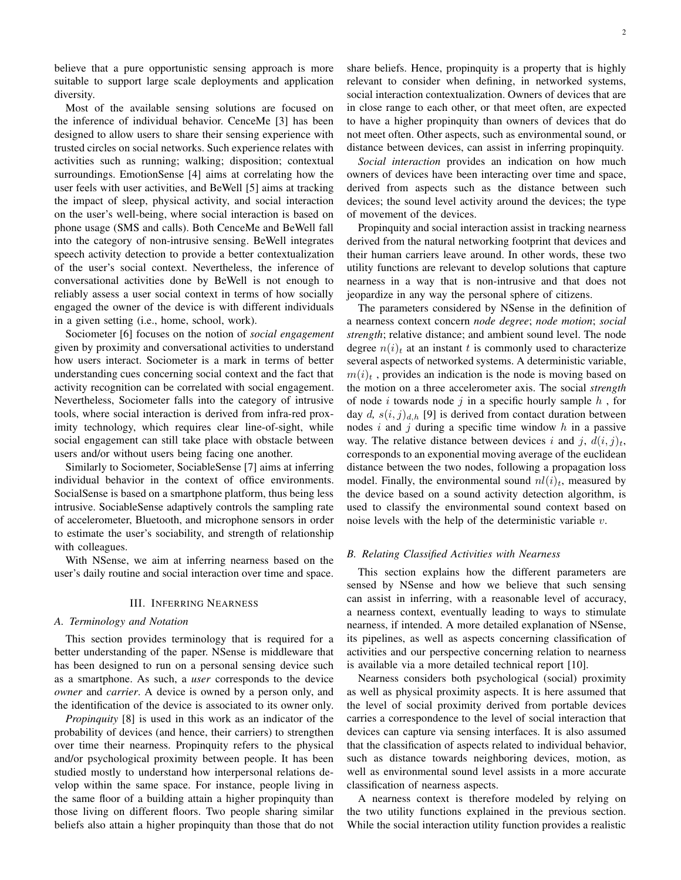believe that a pure opportunistic sensing approach is more suitable to support large scale deployments and application diversity.

Most of the available sensing solutions are focused on the inference of individual behavior. CenceMe [3] has been designed to allow users to share their sensing experience with trusted circles on social networks. Such experience relates with activities such as running; walking; disposition; contextual surroundings. EmotionSense [4] aims at correlating how the user feels with user activities, and BeWell [5] aims at tracking the impact of sleep, physical activity, and social interaction on the user's well-being, where social interaction is based on phone usage (SMS and calls). Both CenceMe and BeWell fall into the category of non-intrusive sensing. BeWell integrates speech activity detection to provide a better contextualization of the user's social context. Nevertheless, the inference of conversational activities done by BeWell is not enough to reliably assess a user social context in terms of how socially engaged the owner of the device is with different individuals in a given setting (i.e., home, school, work).

Sociometer [6] focuses on the notion of *social engagement* given by proximity and conversational activities to understand how users interact. Sociometer is a mark in terms of better understanding cues concerning social context and the fact that activity recognition can be correlated with social engagement. Nevertheless, Sociometer falls into the category of intrusive tools, where social interaction is derived from infra-red proximity technology, which requires clear line-of-sight, while social engagement can still take place with obstacle between users and/or without users being facing one another.

Similarly to Sociometer, SociableSense [7] aims at inferring individual behavior in the context of office environments. SocialSense is based on a smartphone platform, thus being less intrusive. SociableSense adaptively controls the sampling rate of accelerometer, Bluetooth, and microphone sensors in order to estimate the user's sociability, and strength of relationship with colleagues.

With NSense, we aim at inferring nearness based on the user's daily routine and social interaction over time and space.

## III. Inferring Nearness

### A. Terminology and Notation

This section provides terminology that is required for a better understanding of the paper. NSense is middleware that has been designed to run on a personal sensing device such as a smartphone. As such, a *user* corresponds to the device *owner* and *carrier*. A device is owned by a person only, and the identification of the device is associated to its owner only.

*Propinquity* [8] is used in this work as an indicator of the probability of devices (and hence, their carriers) to strengthen over time their nearness. Propinquity refers to the physical and/or psychological proximity between people. It has been studied mostly to understand how interpersonal relations develop within the same space. For instance, people living in the same floor of a building attain a higher propinquity than those living on different floors. Two people sharing similar beliefs also attain a higher propinquity than those that do not share beliefs. Hence, propinquity is a property that is highly relevant to consider when defining, in networked systems, social interaction contextualization. Owners of devices that are in close range to each other, or that meet often, are expected to have a higher propinquity than owners of devices that do not meet often. Other aspects, such as environmental sound, or distance between devices, can assist in inferring propinquity.

*Social interaction* provides an indication on how much owners of devices have been interacting over time and space, derived from aspects such as the distance between such devices; the sound level activity around the devices; the type of movement of the devices.

Propinquity and social interaction assist in tracking nearness derived from the natural networking footprint that devices and their human carriers leave around. In other words, these two utility functions are relevant to develop solutions that capture nearness in a way that is non-intrusive and that does not jeopardize in any way the personal sphere of citizens.

The parameters considered by NSense in the definition of a nearness context concern *node degree*; *node motion*; *social strength*; relative distance; and ambient sound level. The node degree $n(i)_t$ at an instant $t$ is commonly used to characterize several aspects of networked systems. A deterministic variable, $m(i)_t$ , provides an indication is the node is moving based on the motion on a three accelerometer axis. The social *strength* of node $i$ towards node $j$ in a specific hourly sample $h$ , for day $d$, $s(i,j)_{d,h}$ [9] is derived from contact duration between nodes $i$ and $j$ during a specific time window $h$ in a passive way. The relative distance between devices $i$ and $j$, $d(i,j)_t$, corresponds to an exponential moving average of the euclidean distance between the two nodes, following a propagation loss model. Finally, the environmental sound $nl(i)_t$, measured by the device based on a sound activity detection algorithm, is used to classify the environmental sound context based on noise levels with the help of the deterministic variable $v$.

### B. Relating Classified Activities with Nearness

This section explains how the different parameters are sensed by NSense and how we believe that such sensing can assist in inferring, with a reasonable level of accuracy, a nearness context, eventually leading to ways to stimulate nearness, if intended. A more detailed explanation of NSense, its pipelines, as well as aspects concerning classification of activities and our perspective concerning relation to nearness is available via a more detailed technical report [10].

Nearness considers both psychological (social) proximity as well as physical proximity aspects. It is here assumed that the level of social proximity derived from portable devices carries a correspondence to the level of social interaction that devices can capture via sensing interfaces. It is also assumed that the classification of aspects related to individual behavior, such as distance towards neighboring devices, motion, as well as environmental sound level assists in a more accurate classification of nearness aspects.

A nearness context is therefore modeled by relying on the two utility functions explained in the previous section. While the social interaction utility function provides a realistic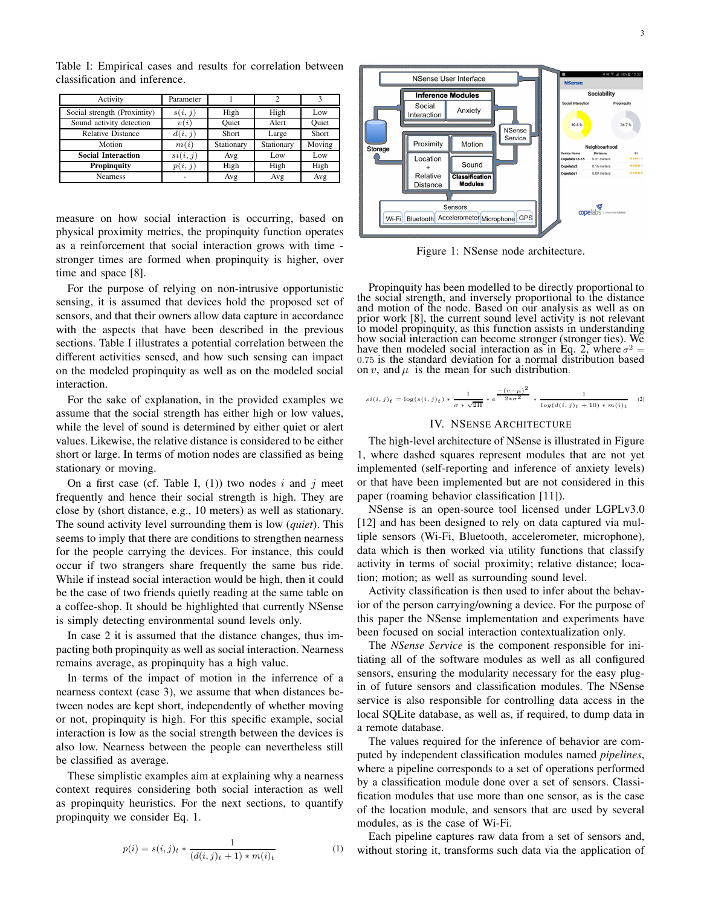Table I: Empirical cases and results for correlation between classification and inference.

| Activity | Parameter | 1 | 2 | 3 |
|---|---|---|---|---|
| Social strength (Proximity) | $s(i,j)$ | High | High | Low |
| Sound activity detection | $v(i)$ | Quiet | Alert | Quiet |
| Relative Distance | $d(i,j)$ | Short | Large | Short |
| Motion | $m(i)$ | Stationary | Stationary | Moving |
| **Social Interaction** | $si(i,j)$ | Avg | Low | Low |
| **Propinquity** | $p(i,j)$ | High | High | High |
| Nearness | - | Avg | Avg | Avg |

measure on how social interaction is occurring, based on physical proximity metrics, the propinquity function operates as a reinforcement that social interaction grows with time - stronger times are formed when propinquity is higher, over time and space [8].

For the purpose of relying on non-intrusive opportunistic sensing, it is assumed that devices hold the proposed set of sensors, and that their owners allow data capture in accordance with the aspects that have been described in the previous sections. Table I illustrates a potential correlation between the different activities sensed, and how such sensing can impact on the modeled propinquity as well as on the modeled social interaction.

For the sake of explanation, in the provided examples we assume that the social strength has either high or low values, while the level of sound is determined by either quiet or alert values. Likewise, the relative distance is considered to be either short or large. In terms of motion nodes are classified as being stationary or moving.

On a first case (cf. Table I, (1)) two nodes $i$ and $j$ meet frequently and hence their social strength is high. They are close by (short distance, e.g., 10 meters) as well as stationary. The sound activity level surrounding them is low (*quiet*). This seems to imply that there are conditions to strengthen nearness for the people carrying the devices. For instance, this could occur if two strangers share frequently the same bus ride. While if instead social interaction would be high, then it could be the case of two friends quietly reading at the same table on a coffee-shop. It should be highlighted that currently NSense is simply detecting environmental sound levels only.

In case 2 it is assumed that the distance changes, thus impacting both propinquity as well as social interaction. Nearness remains average, as propinquity has a high value.

In terms of the impact of motion in the inferrence of a nearness context (case 3), we assume that when distances between nodes are kept short, independently of whether moving or not, propinquity is high. For this specific example, social interaction is low as the social strength between the devices is also low. Nearness between the people can nevertheless still be classified as average.

These simplistic examples aim at explaining why a nearness context requires considering both social interaction as well as propinquity heuristics. For the next sections, to quantify propinquity we consider Eq. 1.

$$p(i) = s(i,j)_t * \frac{1}{(d(i,j)_t + 1) * m(i)_t} \tag{1}$$

Figure 1: NSense node architecture.

Propinquity has been modelled to be directly proportional to the social strength, and inversely proportional to the distance and motion of the node. Based on our analysis as well as on prior work [8], the current sound level activity is not relevant to model propinquity, as this function assists in understanding how social interaction can become stronger (stronger ties). We have then modeled social interaction as in Eq. 2, where $\sigma^2 = 0.75$ is the standard deviation for a normal distribution based on $v$, and $\mu$ is the mean for such distribution.

$$si(i,j)_t = \log(s(i,j)_t) * \frac{1}{\sigma * \sqrt{2\Pi}} * e^{\frac{-(v-\mu)^2}{2*\sigma^2}} * \frac{1}{log(d(i,j)_t + 10) * m(i)_t} \tag{2}$$

## IV. NSense Architecture

The high-level architecture of NSense is illustrated in Figure 1, where dashed squares represent modules that are not yet implemented (self-reporting and inference of anxiety levels) or that have been implemented but are not considered in this paper (roaming behavior classification [11]).

NSense is an open-source tool licensed under LGPLv3.0 [12] and has been designed to rely on data captured via multiple sensors (Wi-Fi, Bluetooth, accelerometer, microphone), data which is then worked via utility functions that classify activity in terms of social proximity; relative distance; location; motion; as well as surrounding sound level.

Activity classification is then used to infer about the behavior of the person carrying/owning a device. For the purpose of this paper the NSense implementation and experiments have been focused on social interaction contextualization only.

The *NSense Service* is the component responsible for initiating all of the software modules as well as all configured sensors, ensuring the modularity necessary for the easy plug-in of future sensors and classification modules. The NSense service is also responsible for controlling data access in the local SQLite database, as well as, if required, to dump data in a remote database.

The values required for the inference of behavior are computed by independent classification modules named *pipelines*, where a pipeline corresponds to a set of operations performed by a classification module done over a set of sensors. Classification modules that use more than one sensor, as is the case of the location module, and sensors that are used by several modules, as is the case of Wi-Fi.

Each pipeline captures raw data from a set of sensors and, without storing it, transforms such data via the application of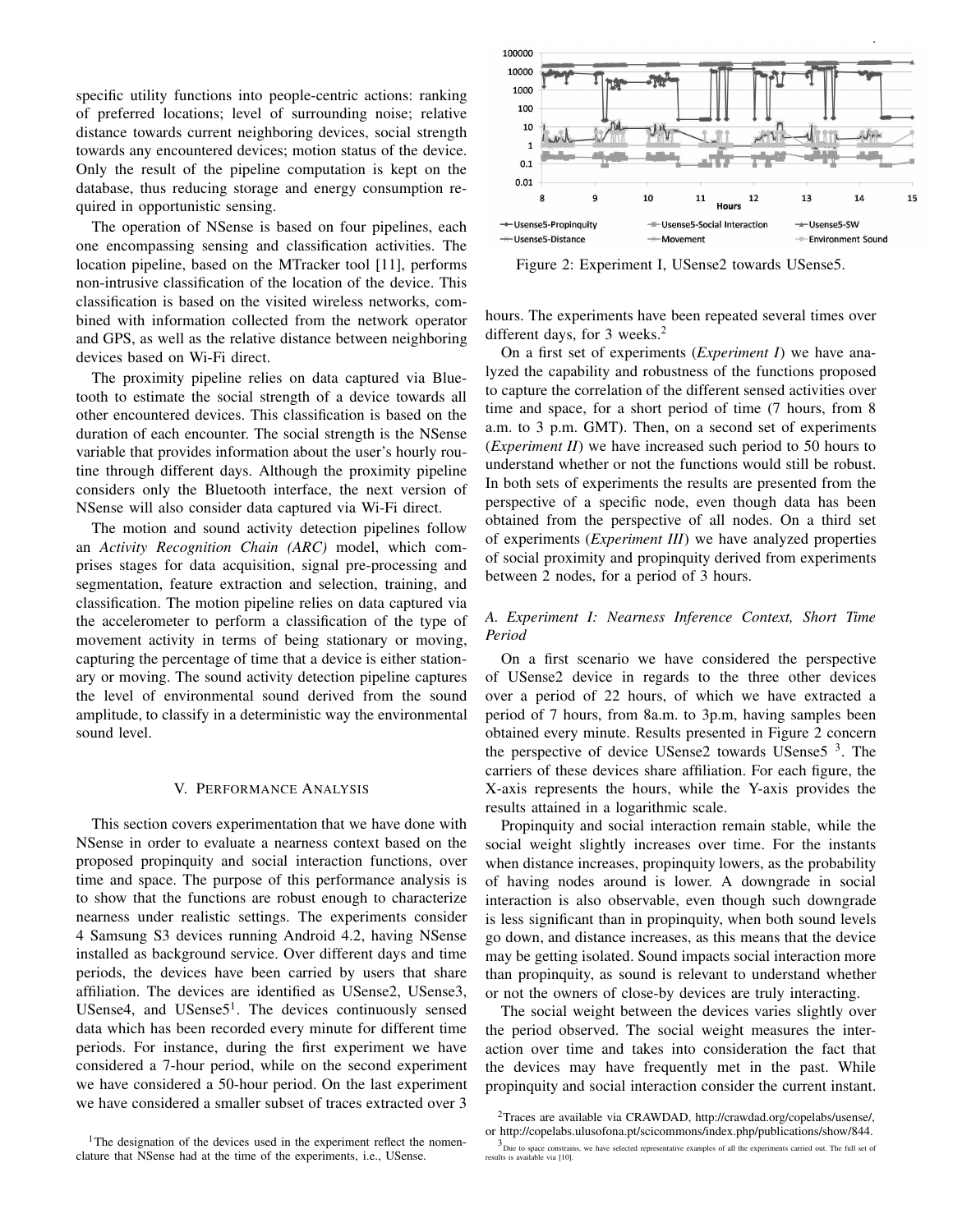specific utility functions into people-centric actions: ranking of preferred locations; level of surrounding noise; relative distance towards current neighboring devices, social strength towards any encountered devices; motion status of the device. Only the result of the pipeline computation is kept on the database, thus reducing storage and energy consumption required in opportunistic sensing.

The operation of NSense is based on four pipelines, each one encompassing sensing and classification activities. The location pipeline, based on the MTracker tool [11], performs non-intrusive classification of the location of the device. This classification is based on the visited wireless networks, combined with information collected from the network operator and GPS, as well as the relative distance between neighboring devices based on Wi-Fi direct.

The proximity pipeline relies on data captured via Bluetooth to estimate the social strength of a device towards all other encountered devices. This classification is based on the duration of each encounter. The social strength is the NSense variable that provides information about the user's hourly routine through different days. Although the proximity pipeline considers only the Bluetooth interface, the next version of NSense will also consider data captured via Wi-Fi direct.

The motion and sound activity detection pipelines follow an *Activity Recognition Chain (ARC)* model, which comprises stages for data acquisition, signal pre-processing and segmentation, feature extraction and selection, training, and classification. The motion pipeline relies on data captured via the accelerometer to perform a classification of the type of movement activity in terms of being stationary or moving, capturing the percentage of time that a device is either stationary or moving. The sound activity detection pipeline captures the level of environmental sound derived from the sound amplitude, to classify in a deterministic way the environmental sound level.

## V. Performance Analysis

This section covers experimentation that we have done with NSense in order to evaluate a nearness context based on the proposed propinquity and social interaction functions, over time and space. The purpose of this performance analysis is to show that the functions are robust enough to characterize nearness under realistic settings. The experiments consider 4 Samsung S3 devices running Android 4.2, having NSense installed as background service. Over different days and time periods, the devices have been carried by users that share affiliation. The devices are identified as USense2, USense3, USense4, and USense5[1]. The devices continuously sensed data which has been recorded every minute for different time periods. For instance, during the first experiment we have considered a 7-hour period, while on the second experiment we have considered a 50-hour period. On the last experiment we have considered a smaller subset of traces extracted over 3 hours. The experiments have been repeated several times over different days, for 3 weeks.[2]

[1]The designation of the devices used in the experiment reflect the nomenclature that NSense had at the time of the experiments, i.e., USense.

Figure 2: Experiment I, USense2 towards USense5.

On a first set of experiments (*Experiment I*) we have analyzed the capability and robustness of the functions proposed to capture the correlation of the different sensed activities over time and space, for a short period of time (7 hours, from 8 a.m. to 3 p.m. GMT). Then, on a second set of experiments (*Experiment II*) we have increased such period to 50 hours to understand whether or not the functions would still be robust. In both sets of experiments the results are presented from the perspective of a specific node, even though data has been obtained from the perspective of all nodes. On a third set of experiments (*Experiment III*) we have analyzed properties of social proximity and propinquity derived from experiments between 2 nodes, for a period of 3 hours.

### *A. Experiment I: Nearness Inference Context, Short Time Period*

On a first scenario we have considered the perspective of USense2 device in regards to the three other devices over a period of 22 hours, of which we have extracted a period of 7 hours, from 8a.m. to 3p.m, having samples been obtained every minute. Results presented in Figure 2 concern the perspective of device USense2 towards USense5 [3]. The carriers of these devices share affiliation. For each figure, the X-axis represents the hours, while the Y-axis provides the results attained in a logarithmic scale.

Propinquity and social interaction remain stable, while the social weight slightly increases over time. For the instants when distance increases, propinquity lowers, as the probability of having nodes around is lower. A downgrade in social interaction is also observable, even though such downgrade is less significant than in propinquity, when both sound levels go down, and distance increases, as this means that the device may be getting isolated. Sound impacts social interaction more than propinquity, as sound is relevant to understand whether or not the owners of close-by devices are truly interacting.

The social weight between the devices varies slightly over the period observed. The social weight measures the interaction over time and takes into consideration the fact that the devices may have frequently met in the past. While propinquity and social interaction consider the current instant.

[2]Traces are available via CRAWDAD, http://crawdad.org/copelabs/usense/, or http://copelabs.ulusofona.pt/scicommons/index.php/publications/show/844.

[3]Due to space constrains, we have selected representative examples of all the experiments carried out. The full set of results is available via [10].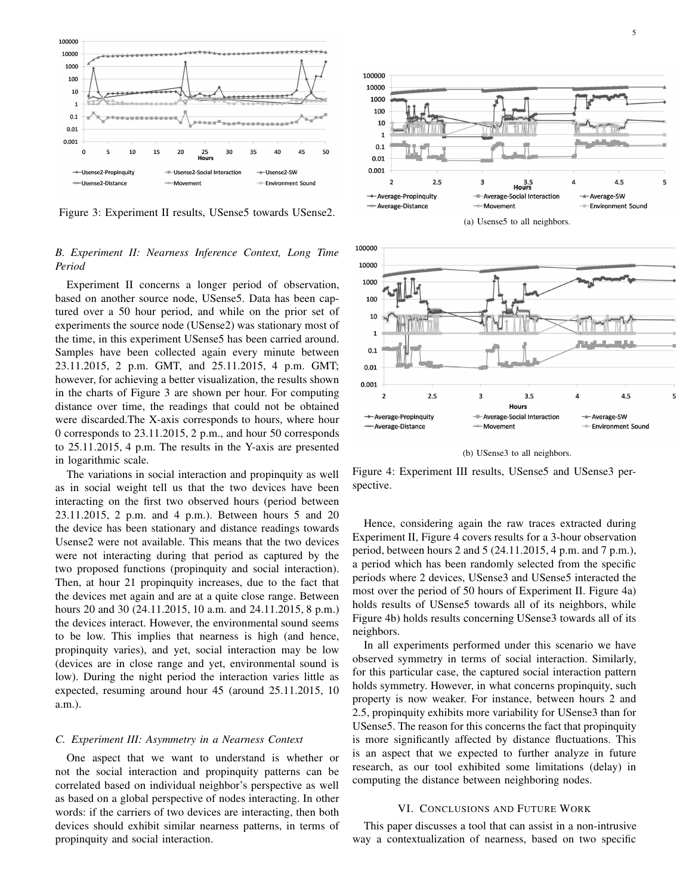Figure 3: Experiment II results, USense5 towards USense2.

### B. Experiment II: Nearness Inference Context, Long Time Period

Experiment II concerns a longer period of observation, based on another source node, USense5. Data has been captured over a 50 hour period, and while on the prior set of experiments the source node (USense2) was stationary most of the time, in this experiment USense5 has been carried around. Samples have been collected again every minute between 23.11.2015, 2 p.m. GMT, and 25.11.2015, 4 p.m. GMT; however, for achieving a better visualization, the results shown in the charts of Figure 3 are shown per hour. For computing distance over time, the readings that could not be obtained were discarded.The X-axis corresponds to hours, where hour 0 corresponds to 23.11.2015, 2 p.m., and hour 50 corresponds to 25.11.2015, 4 p.m. The results in the Y-axis are presented in logarithmic scale.

The variations in social interaction and propinquity as well as in social weight tell us that the two devices have been interacting on the first two observed hours (period between 23.11.2015, 2 p.m. and 4 p.m.). Between hours 5 and 20 the device has been stationary and distance readings towards Usense2 were not available. This means that the two devices were not interacting during that period as captured by the two proposed functions (propinquity and social interaction). Then, at hour 21 propinquity increases, due to the fact that the devices met again and are at a quite close range. Between hours 20 and 30 (24.11.2015, 10 a.m. and 24.11.2015, 8 p.m.) the devices interact. However, the environmental sound seems to be low. This implies that nearness is high (and hence, propinquity varies), and yet, social interaction may be low (devices are in close range and yet, environmental sound is low). During the night period the interaction varies little as expected, resuming around hour 45 (around 25.11.2015, 10 a.m.).

### C. Experiment III: Asymmetry in a Nearness Context

One aspect that we want to understand is whether or not the social interaction and propinquity patterns can be correlated based on individual neighbor's perspective as well as based on a global perspective of nodes interacting. In other words: if the carriers of two devices are interacting, then both devices should exhibit similar nearness patterns, in terms of propinquity and social interaction.

(a) Usense5 to all neighbors.

(b) USense3 to all neighbors.

Figure 4: Experiment III results, USense5 and USense3 perspective.

Hence, considering again the raw traces extracted during Experiment II, Figure 4 covers results for a 3-hour observation period, between hours 2 and 5 (24.11.2015, 4 p.m. and 7 p.m.), a period which has been randomly selected from the specific periods where 2 devices, USense3 and USense5 interacted the most over the period of 50 hours of Experiment II. Figure 4a) holds results of USense5 towards all of its neighbors, while Figure 4b) holds results concerning USense3 towards all of its neighbors.

In all experiments performed under this scenario we have observed symmetry in terms of social interaction. Similarly, for this particular case, the captured social interaction pattern holds symmetry. However, in what concerns propinquity, such property is now weaker. For instance, between hours 2 and 2.5, propinquity exhibits more variability for USense3 than for USense5. The reason for this concerns the fact that propinquity is more significantly affected by distance fluctuations. This is an aspect that we expected to further analyze in future research, as our tool exhibited some limitations (delay) in computing the distance between neighboring nodes.

## VI. Conclusions and Future Work

This paper discusses a tool that can assist in a non-intrusive way a contextualization of nearness, based on two specific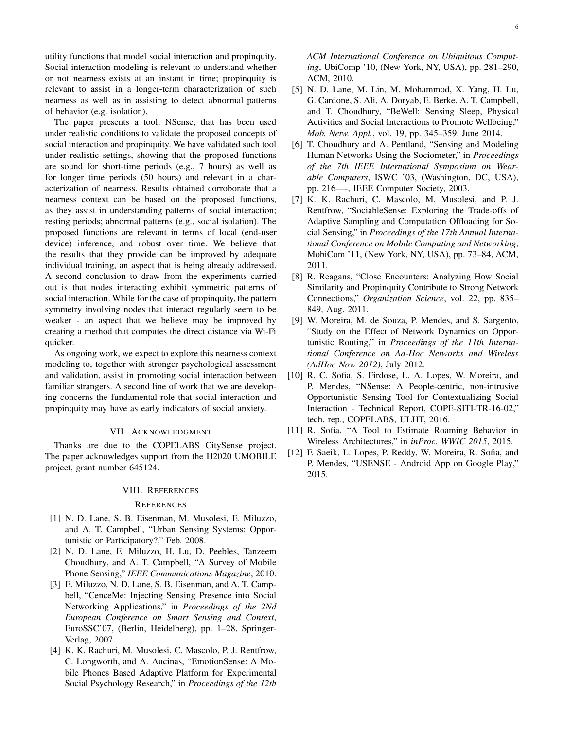utility functions that model social interaction and propinquity. Social interaction modeling is relevant to understand whether or not nearness exists at an instant in time; propinquity is relevant to assist in a longer-term characterization of such nearness as well as in assisting to detect abnormal patterns of behavior (e.g. isolation).

The paper presents a tool, NSense, that has been used under realistic conditions to validate the proposed concepts of social interaction and propinquity. We have validated such tool under realistic settings, showing that the proposed functions are sound for short-time periods (e.g., 7 hours) as well as for longer time periods (50 hours) and relevant in a characterization of nearness. Results obtained corroborate that a nearness context can be based on the proposed functions, as they assist in understanding patterns of social interaction; resting periods; abnormal patterns (e.g., social isolation). The proposed functions are relevant in terms of local (end-user device) inference, and robust over time. We believe that the results that they provide can be improved by adequate individual training, an aspect that is being already addressed. A second conclusion to draw from the experiments carried out is that nodes interacting exhibit symmetric patterns of social interaction. While for the case of propinquity, the pattern symmetry involving nodes that interact regularly seem to be weaker - an aspect that we believe may be improved by creating a method that computes the direct distance via Wi-Fi quicker.

As ongoing work, we expect to explore this nearness context modeling to, together with stronger psychological assessment and validation, assist in promoting social interaction between familiar strangers. A second line of work that we are developing concerns the fundamental role that social interaction and propinquity may have as early indicators of social anxiety.

## VII. Acknowledgment

Thanks are due to the COPELABS CitySense project. The paper acknowledges support from the H2020 UMOBILE project, grant number 645124.

## VIII. References

### References

[1] N. D. Lane, S. B. Eisenman, M. Musolesi, E. Miluzzo, and A. T. Campbell, "Urban Sensing Systems: Opportunistic or Participatory?," Feb. 2008.

[2] N. D. Lane, E. Miluzzo, H. Lu, D. Peebles, Tanzeem Choudhury, and A. T. Campbell, "A Survey of Mobile Phone Sensing," *IEEE Communications Magazine*, 2010.

[3] E. Miluzzo, N. D. Lane, S. B. Eisenman, and A. T. Campbell, "CenceMe: Injecting Sensing Presence into Social Networking Applications," in *Proceedings of the 2Nd European Conference on Smart Sensing and Context*, EuroSSC'07, (Berlin, Heidelberg), pp. 1–28, Springer-Verlag, 2007.

[4] K. K. Rachuri, M. Musolesi, C. Mascolo, P. J. Rentfrow, C. Longworth, and A. Aucinas, "EmotionSense: A Mobile Phones Based Adaptive Platform for Experimental Social Psychology Research," in *Proceedings of the 12th ACM International Conference on Ubiquitous Computing*, UbiComp '10, (New York, NY, USA), pp. 281–290, ACM, 2010.

[5] N. D. Lane, M. Lin, M. Mohammod, X. Yang, H. Lu, G. Cardone, S. Ali, A. Doryab, E. Berke, A. T. Campbell, and T. Choudhury, "BeWell: Sensing Sleep, Physical Activities and Social Interactions to Promote Wellbeing," *Mob. Netw. Appl.*, vol. 19, pp. 345–359, June 2014.

[6] T. Choudhury and A. Pentland, "Sensing and Modeling Human Networks Using the Sociometer," in *Proceedings of the 7th IEEE International Symposium on Wearable Computers*, ISWC '03, (Washington, DC, USA), pp. 216—-, IEEE Computer Society, 2003.

[7] K. K. Rachuri, C. Mascolo, M. Musolesi, and P. J. Rentfrow, "SociableSense: Exploring the Trade-offs of Adaptive Sampling and Computation Offloading for Social Sensing," in *Proceedings of the 17th Annual International Conference on Mobile Computing and Networking*, MobiCom '11, (New York, NY, USA), pp. 73–84, ACM, 2011.

[8] R. Reagans, "Close Encounters: Analyzing How Social Similarity and Propinquity Contribute to Strong Network Connections," *Organization Science*, vol. 22, pp. 835–849, Aug. 2011.

[9] W. Moreira, M. de Souza, P. Mendes, and S. Sargento, "Study on the Effect of Network Dynamics on Opportunistic Routing," in *Proceedings of the 11th International Conference on Ad-Hoc Networks and Wireless (AdHoc Now 2012)*, July 2012.

[10] R. C. Sofia, S. Firdose, L. A. Lopes, W. Moreira, and P. Mendes, "NSense: A People-centric, non-intrusive Opportunistic Sensing Tool for Contextualizing Social Interaction - Technical Report, COPE-SITI-TR-16-02," tech. rep., COPELABS, ULHT, 2016.

[11] R. Sofia, "A Tool to Estimate Roaming Behavior in Wireless Architectures," in *inProc. WWIC 2015*, 2015.

[12] F. Saeik, L. Lopes, P. Reddy, W. Moreira, R. Sofia, and P. Mendes, "USENSE - Android App on Google Play," 2015.